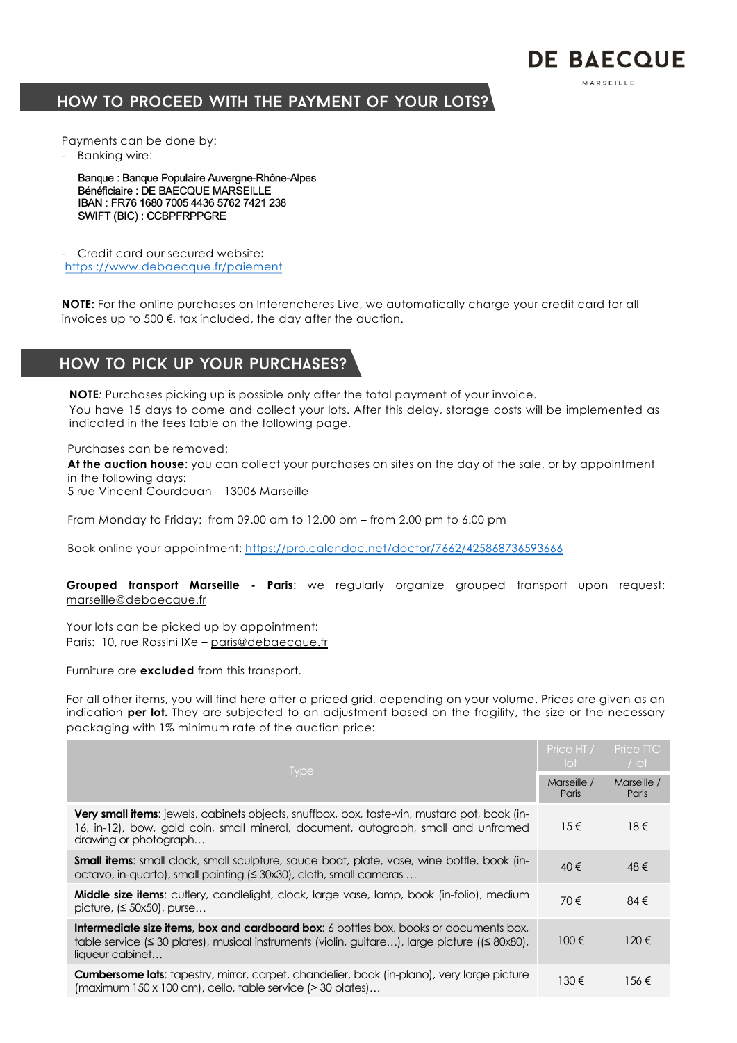DE BAECQUE

MARSEILLE

## HOW TO PROCEED WITH THE PAYMENT OF YOUR LOTS?

Payments can be done by:

- Banking wire:

Banque : Banque Populaire Auvergne-Rhône-Alpes
Bénéficiaire : DE BAECQUE MARSEILLE
IBAN : FR76 1680 7005 4436 5762 7421 238
SWIFT (BIC) : CCBPFRPPGRE

- Credit card our secured website**:**
https ://www.debaecque.fr/paiement

**NOTE:** For the online purchases on Interencheres Live, we automatically charge your credit card for all invoices up to 500 €, tax included, the day after the auction.

## HOW TO PICK UP YOUR PURCHASES?

**NOTE***:* Purchases picking up is possible only after the total payment of your invoice.
You have 15 days to come and collect your lots. After this delay, storage costs will be implemented as indicated in the fees table on the following page.

Purchases can be removed:

**At the auction house**: you can collect your purchases on sites on the day of the sale, or by appointment in the following days:
5 rue Vincent Courdouan – 13006 Marseille

From Monday to Friday: from 09.00 am to 12.00 pm – from 2.00 pm to 6.00 pm

Book online your appointment: https://pro.calendoc.net/doctor/7662/425868736593666

**Grouped transport Marseille - Paris**: we regularly organize grouped transport upon request: marseille@debaecque.fr

Your lots can be picked up by appointment:
Paris: 10, rue Rossini IXe – paris@debaecque.fr

Furniture are **excluded** from this transport.

For all other items, you will find here after a priced grid, depending on your volume. Prices are given as an indication **per lot.** They are subjected to an adjustment based on the fragility, the size or the necessary packaging with 1% minimum rate of the auction price:

| Type | Price HT / lot | Price TTC / lot |
|---|---|---|
| | Marseille / Paris | Marseille / Paris |
| **Very small items**: jewels, cabinets objects, snuffbox, box, taste-vin, mustard pot, book (in-16, in-12), bow, gold coin, small mineral, document, autograph, small and unframed drawing or photograph… | 15 € | 18 € |
| **Small items**: small clock, small sculpture, sauce boat, plate, vase, wine bottle, book (in-octavo, in-quarto), small painting (≤ 30x30), cloth, small cameras … | 40 € | 48 € |
| **Middle size items**: cutlery, candlelight, clock, large vase, lamp, book (in-folio), medium picture, (≤ 50x50), purse… | 70 € | 84 € |
| **Intermediate size items, box and cardboard box**: 6 bottles box, books or documents box, table service (≤ 30 plates), musical instruments (violin, guitare…), large picture ((≤ 80x80), liqueur cabinet… | 100 € | 120 € |
| **Cumbersome lots**: tapestry, mirror, carpet, chandelier, book (in-plano), very large picture (maximum 150 x 100 cm), cello, table service (> 30 plates)… | 130 € | 156 € |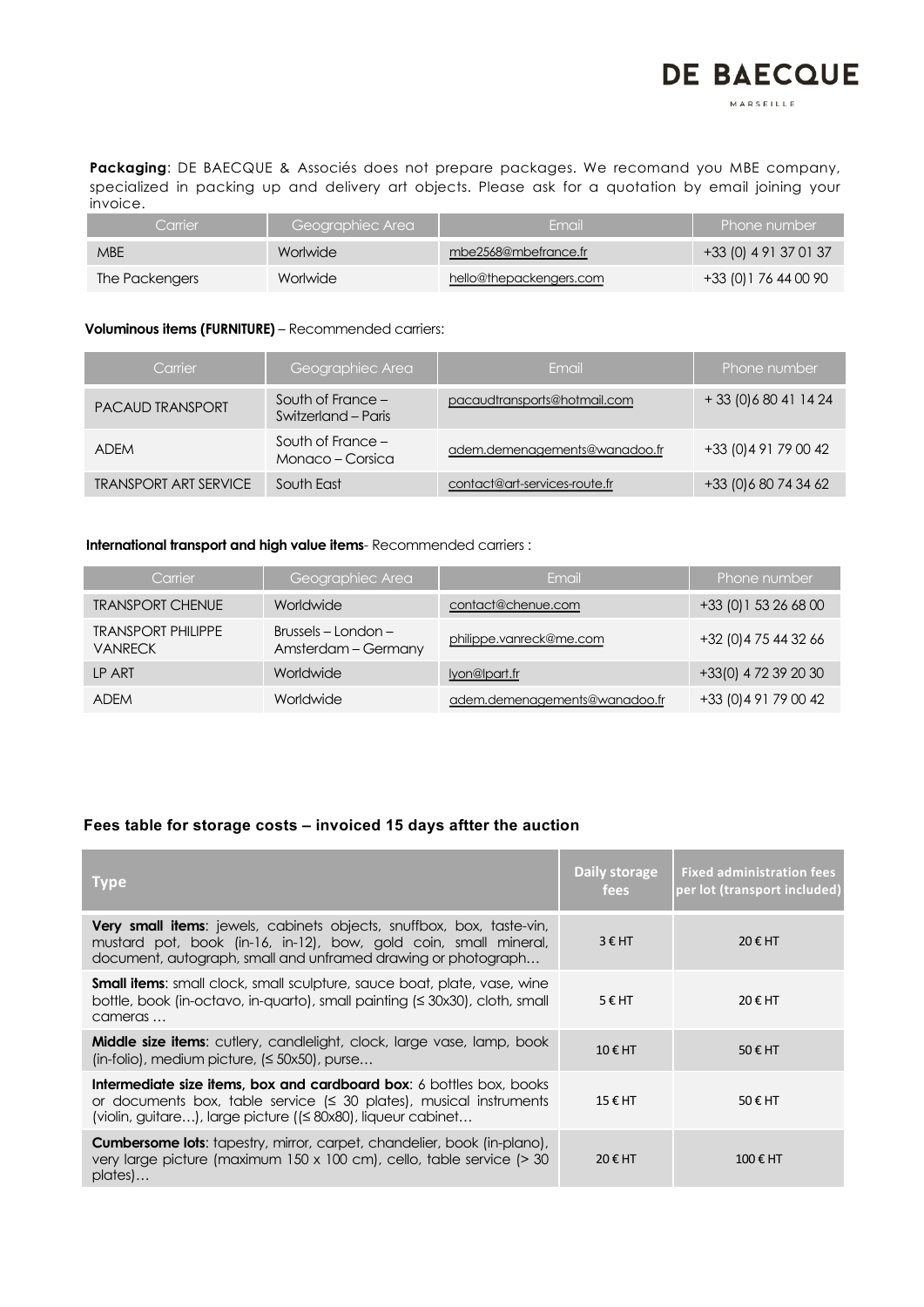**Packaging**: DE BAECQUE & Associés does not prepare packages. We recomand you MBE company, specialized in packing up and delivery art objects. Please ask for a quotation by email joining your invoice.

| Carrier | Geographiec Area | Email | Phone number |
|---|---|---|---|
| MBE | Worlwide | mbe2568@mbefrance.fr | +33 (0) 4 91 37 01 37 |
| The Packengers | Worlwide | hello@thepackengers.com | +33 (0)1 76 44 00 90 |

**Voluminous items (FURNITURE)** – Recommended carriers:

| Carrier | Geographiec Area | Email | Phone number |
|---|---|---|---|
| PACAUD TRANSPORT | South of France – Switzerland – Paris | pacaudtransports@hotmail.com | + 33 (0)6 80 41 14 24 |
| ADEM | South of France – Monaco – Corsica | adem.demenagements@wanadoo.fr | +33 (0)4 91 79 00 42 |
| TRANSPORT ART SERVICE | South East | contact@art-services-route.fr | +33 (0)6 80 74 34 62 |

**International transport and high value items**- Recommended carriers :

| Carrier | Geographiec Area | Email | Phone number |
|---|---|---|---|
| TRANSPORT CHENUE | Worldwide | contact@chenue.com | +33 (0)1 53 26 68 00 |
| TRANSPORT PHILIPPE VANRECK | Brussels – London – Amsterdam – Germany | philippe.vanreck@me.com | +32 (0)4 75 44 32 66 |
| LP ART | Worldwide | lyon@lpart.fr | +33(0) 4 72 39 20 30 |
| ADEM | Worldwide | adem.demenagements@wanadoo.fr | +33 (0)4 91 79 00 42 |

## Fees table for storage costs – invoiced 15 days aftter the auction

| Type | Daily storage fees | Fixed administration fees per lot (transport included) |
|---|---|---|
| **Very small items**: jewels, cabinets objects, snuffbox, box, taste-vin, mustard pot, book (in-16, in-12), bow, gold coin, small mineral, document, autograph, small and unframed drawing or photograph… | 3 € HT | 20 € HT |
| **Small items**: small clock, small sculpture, sauce boat, plate, vase, wine bottle, book (in-octavo, in-quarto), small painting (≤ 30x30), cloth, small cameras … | 5 € HT | 20 € HT |
| **Middle size items**: cutlery, candlelight, clock, large vase, lamp, book (in-folio), medium picture, (≤ 50x50), purse… | 10 € HT | 50 € HT |
| **Intermediate size items, box and cardboard box**: 6 bottles box, books or documents box, table service (≤ 30 plates), musical instruments (violin, guitare…), large picture ((≤ 80x80), liqueur cabinet… | 15 € HT | 50 € HT |
| **Cumbersome lots**: tapestry, mirror, carpet, chandelier, book (in-plano), very large picture (maximum 150 x 100 cm), cello, table service (> 30 plates)… | 20 € HT | 100 € HT |